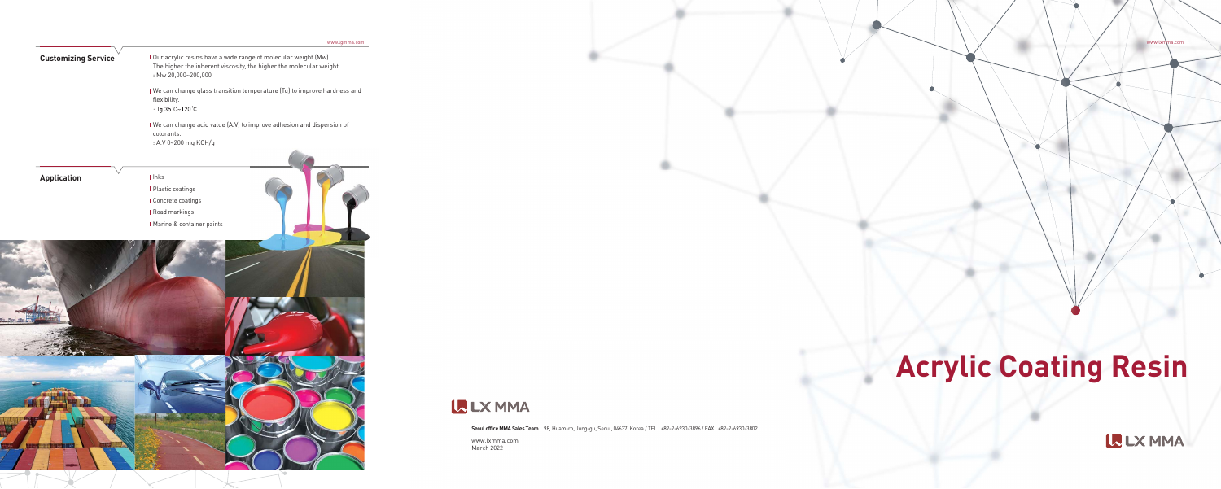## Customizing Service

- Our acrylic resins have a wide range of molecular weight (Mw). The higher the inherent viscosity, the higher the molecular weight.
  : Mw 20,000~200,000
- We can change glass transition temperature (Tg) to improve hardness and flexibility.
  : Tg 35℃~120℃
- We can change acid value (A.V) to improve adhesion and dispersion of colorants.
  : A.V 0~200 mg KOH/g

## Application

- Inks
- Plastic coatings
- Concrete coatings
- Road markings
- Marine & container paints

LX MMA

**Seoul office MMA Sales Team** 98, Huam-ro, Jung-gu, Seoul, 04637, Korea / TEL : +82-2-6930-3896 / FAX : +82-2-6930-3802

www.lxmma.com
March 2022

# Acrylic Coating Resin

LX MMA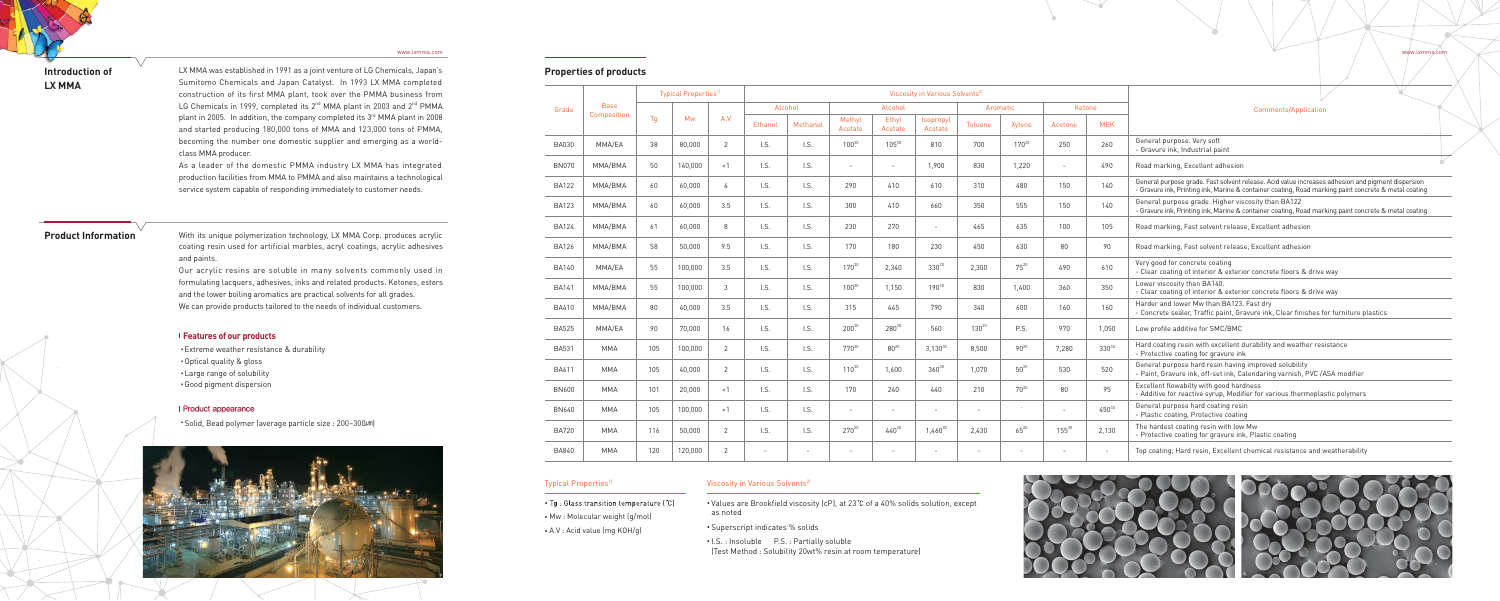# Introduction of LX MMA

LX MMA was established in 1991 as a joint venture of LG Chemicals, Japan's Sumitomo Chemicals and Japan Catalyst. In 1993 LX MMA completed construction of its first MMA plant, took over the PMMA business from LG Chemicals in 1999, completed its 2[nd] MMA plant in 2003 and 2[nd] PMMA plant in 2005. In addition, the company completed its 3[rd] MMA plant in 2008 and started producing 180,000 tons of MMA and 123,000 tons of PMMA, becoming the number one domestic supplier and emerging as a world-class MMA producer.

As a leader of the domestic PMMA industry LX MMA has integrated production facilities from MMA to PMMA and also maintains a technological service system capable of responding immediately to customer needs.

# Product Information

With its unique polymerization technology, LX MMA Corp. produces acrylic coating resin used for artificial marbles, acryl coatings, acrylic adhesives and paints.

Our acrylic resins are soluble in many solvents commonly used in formulating lacquers, adhesives, inks and related products. Ketones, esters and the lower boiling aromatics are practical solvents for all grades.

We can provide products tailored to the needs of individual customers.

## Features of our products

- Extreme weather resistance & durability
- Optical quality & gloss
- Large range of solubility
- Good pigment dispersion

## Product appearance

- Solid, Bead polymer (average particle size : 200~300㎛)

# Properties of products

| Grade | Base Composition | Typical Properties[1] | | | Viscosity in Various Solvents[2] | | | | | | | | | Comments/Application |
|---|---|---|---|---|---|---|---|---|---|---|---|---|---|---|
| | | Tg | Mw | A.V | Alcohol | | Alcohol | | | Aromatic | | Ketone | | |
| | | | | | Ethanol | Methanol | Methyl Acetate | Ethyl Acetate | Isopropyl Acetate | Toluene | Xylene | Acetone | MEK | |
| BA030 | MMA/EA | 38 | 80,000 | 2 | I.S. | I.S. | 100[30] | 105[30] | 810 | 700 | 170[30] | 250 | 260 | General purpose. Very soft<br>- Gravure ink, Industrial paint |
| BN070 | MMA/BMA | 50 | 140,000 | <1 | I.S. | I.S. | - | - | 1,900 | 830 | 1,220 | - | 490 | Road marking, Excellent adhesion |
| BA122 | MMA/BMA | 60 | 60,000 | 4 | I.S. | I.S. | 290 | 410 | 610 | 310 | 480 | 150 | 140 | General purpose grade. Fast solvent release. Acid value increases adhesion and pigment dispersion<br>- Gravure ink, Printing ink, Marine & container coating, Road marking paint concrete & metal coating |
| BA123 | MMA/BMA | 60 | 60,000 | 3.5 | I.S. | I.S. | 300 | 410 | 660 | 350 | 555 | 150 | 140 | General purpose grade. Higher viscosity than BA122<br>- Gravure ink, Printing ink, Marine & container coating, Road marking paint concrete & metal coating |
| BA124 | MMA/BMA | 61 | 60,000 | 8 | I.S. | I.S. | 230 | 270 | - | 465 | 635 | 100 | 105 | Road marking, Fast solvent release, Excellent adhesion |
| BA126 | MMA/BMA | 58 | 50,000 | 9.5 | I.S. | I.S. | 170 | 180 | 230 | 450 | 630 | 80 | 90 | Road marking, Fast solvent release, Excellent adhesion |
| BA140 | MMA/EA | 55 | 100,000 | 3.5 | I.S. | I.S. | 170[30] | 2,340 | 330[30] | 2,300 | 75[30] | 490 | 610 | Very good for concrete coating<br>- Clear coating of interior & exterior concrete floors & drive way |
| BA141 | MMA/BMA | 55 | 100,000 | 3 | I.S. | I.S. | 100[30] | 1,150 | 190[30] | 830 | 1,400 | 360 | 350 | Lower viscosity than BA140.<br>- Clear coating of interior & exterior concrete floors & drive way |
| BA410 | MMA/BMA | 80 | 40,000 | 3.5 | I.S. | I.S. | 315 | 445 | 790 | 340 | 600 | 160 | 160 | Harder and lower Mw than BA123. Fast dry<br>- Concrete sealer, Traffic paint, Gravure ink, Clear finishes for furniture plastics |
| BA525 | MMA/EA | 90 | 70,000 | 16 | I.S. | I.S. | 200[30] | 280[30] | 560 | 130[30] | P.S. | 970 | 1,050 | Low profile additive for SMC/BMC |
| BA531 | MMA | 105 | 100,000 | 2 | I.S. | I.S. | 770[30] | 80[20] | 3,130[30] | 8,500 | 90[20] | 7,280 | 330[20] | Hard coating resin with excellent durability and weather resistance<br>- Protective coating for gravure ink |
| BA611 | MMA | 105 | 40,000 | 2 | I.S. | I.S. | 110[30] | 1,600 | 360[30] | 1,070 | 50[30] | 530 | 520 | General purpose hard resin having improved solubility<br>- Paint, Gravure ink, off-set ink, Calendaring varnish, PVC /ASA modifier |
| BN600 | MMA | 101 | 20,000 | <1 | I.S. | I.S. | 170 | 240 | 440 | 210 | 70[30] | 80 | 95 | Excellent flowability with good hardness<br>- Additive for reactive syrup, Modifier for various thermoplastic polymers |
| BN640 | MMA | 105 | 100,000 | <1 | I.S. | I.S. | - | - | - | - | - | - | 450[30] | General purpose hard coating resin<br>- Plastic coating, Protective coating |
| BA720 | MMA | 116 | 50,000 | 2 | I.S. | I.S. | 270[30] | 440[30] | 1,460[30] | 2,430 | 65[20] | 155[30] | 2,130 | The hardest coating resin with low Mw<br>- Protective coating for gravure ink, Plastic coating |
| BA840 | MMA | 120 | 120,000 | 2 | - | - | - | - | - | - | - | - | - | Top coating, Hard resin, Excellent chemical resistance and weatherability |

Typical Properties[1]

- Tg : Glass transition temperature (℃)
- Mw : Molecular weight (g/mol)
- A.V : Acid value (mg KOH/g)

Viscosity in Various Solvents[2]

- Values are Brookfield viscosity (cP), at 23℃ of a 40% solids solution, except as noted
- Superscript indicates % solids
- I.S. : Insoluble P.S. : Partially soluble (Test Method : Solubility 20wt% resin at room temperature)